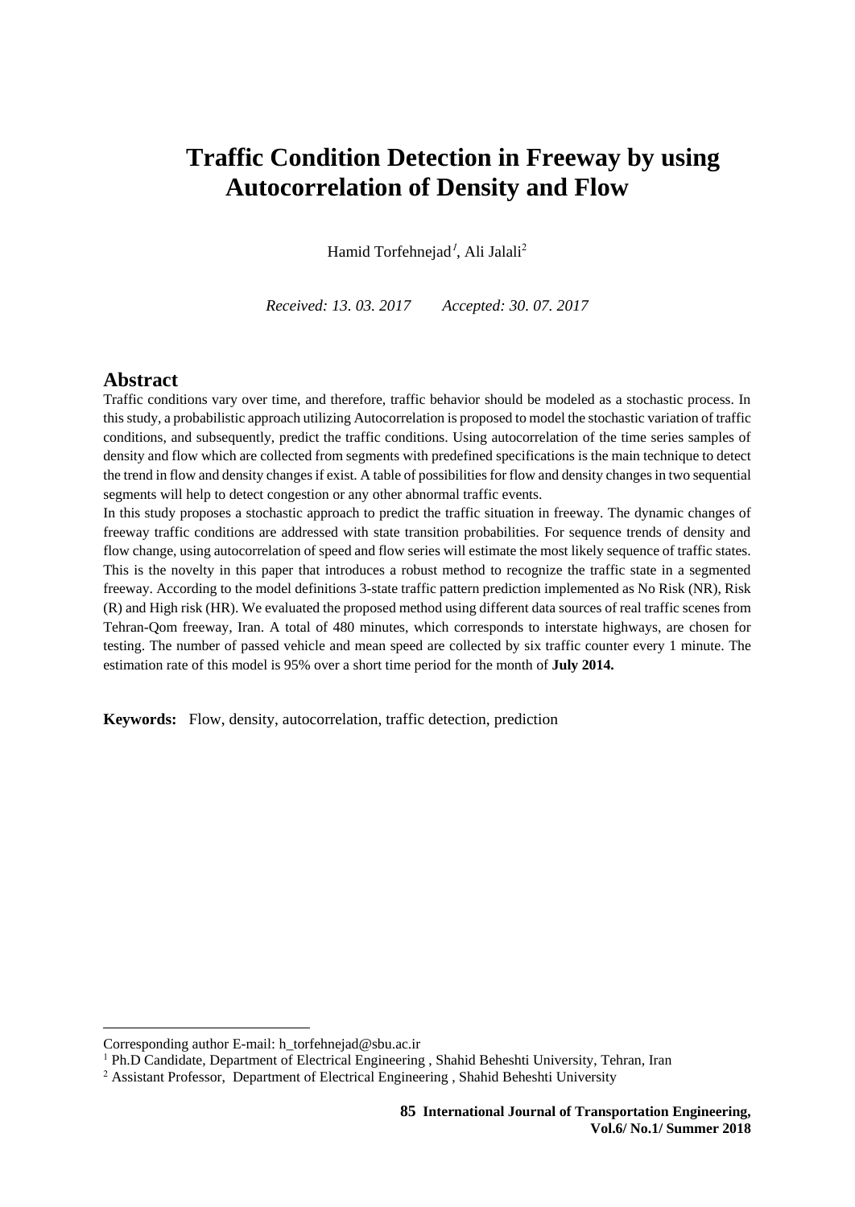# Traffic Condition Detection in Freeway by using Autocorrelation of Density and Flow

Hamid Torfehnejad[1], Ali Jalali[2]

*Received: 13. 03. 2017 Accepted: 30. 07. 2017*

## Abstract

Traffic conditions vary over time, and therefore, traffic behavior should be modeled as a stochastic process. In this study, a probabilistic approach utilizing Autocorrelation is proposed to model the stochastic variation of traffic conditions, and subsequently, predict the traffic conditions. Using autocorrelation of the time series samples of density and flow which are collected from segments with predefined specifications is the main technique to detect the trend in flow and density changes if exist. A table of possibilities for flow and density changes in two sequential segments will help to detect congestion or any other abnormal traffic events.

In this study proposes a stochastic approach to predict the traffic situation in freeway. The dynamic changes of freeway traffic conditions are addressed with state transition probabilities. For sequence trends of density and flow change, using autocorrelation of speed and flow series will estimate the most likely sequence of traffic states. This is the novelty in this paper that introduces a robust method to recognize the traffic state in a segmented freeway. According to the model definitions 3-state traffic pattern prediction implemented as No Risk (NR), Risk (R) and High risk (HR). We evaluated the proposed method using different data sources of real traffic scenes from Tehran-Qom freeway, Iran. A total of 480 minutes, which corresponds to interstate highways, are chosen for testing. The number of passed vehicle and mean speed are collected by six traffic counter every 1 minute. The estimation rate of this model is 95% over a short time period for the month of **July 2014.**

**Keywords:** Flow, density, autocorrelation, traffic detection, prediction

---

Corresponding author E-mail: h_torfehnejad@sbu.ac.ir

[1] Ph.D Candidate, Department of Electrical Engineering , Shahid Beheshti University, Tehran, Iran

[2] Assistant Professor, Department of Electrical Engineering , Shahid Beheshti University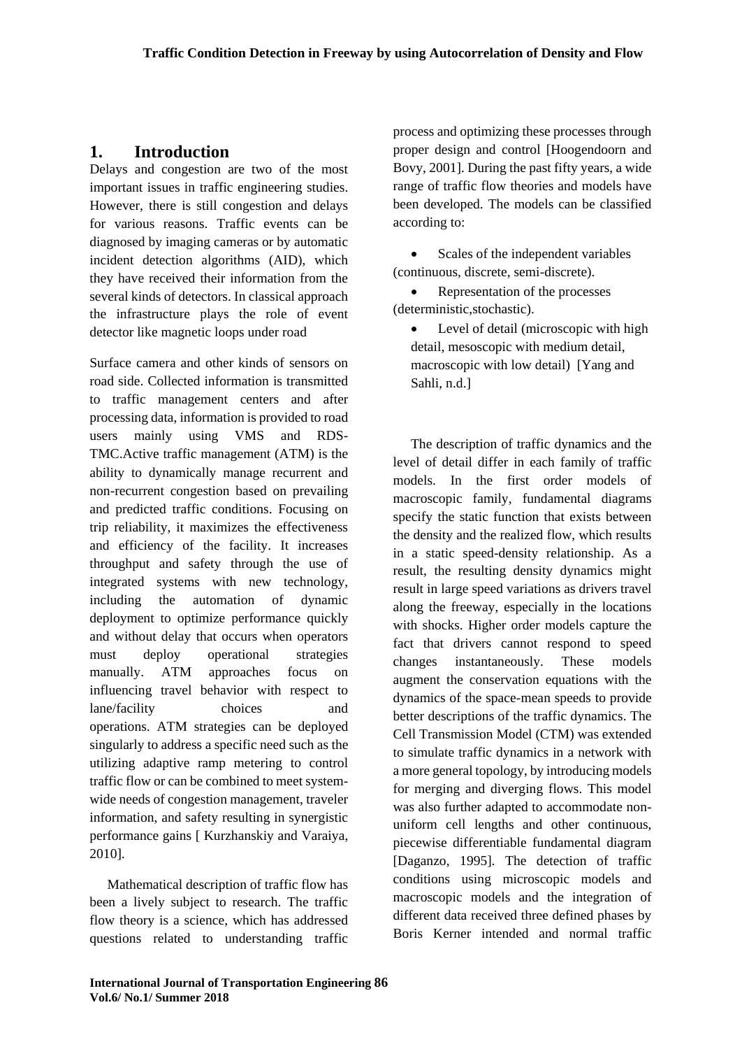## 1. Introduction

Delays and congestion are two of the most important issues in traffic engineering studies. However, there is still congestion and delays for various reasons. Traffic events can be diagnosed by imaging cameras or by automatic incident detection algorithms (AID), which they have received their information from the several kinds of detectors. In classical approach the infrastructure plays the role of event detector like magnetic loops under road

Surface camera and other kinds of sensors on road side. Collected information is transmitted to traffic management centers and after processing data, information is provided to road users mainly using VMS and RDS-TMC.Active traffic management (ATM) is the ability to dynamically manage recurrent and non-recurrent congestion based on prevailing and predicted traffic conditions. Focusing on trip reliability, it maximizes the effectiveness and efficiency of the facility. It increases throughput and safety through the use of integrated systems with new technology, including the automation of dynamic deployment to optimize performance quickly and without delay that occurs when operators must deploy operational strategies manually. ATM approaches focus on influencing travel behavior with respect to lane/facility choices and operations. ATM strategies can be deployed singularly to address a specific need such as the utilizing adaptive ramp metering to control traffic flow or can be combined to meet system-wide needs of congestion management, traveler information, and safety resulting in synergistic performance gains [ Kurzhanskiy and Varaiya, 2010].

Mathematical description of traffic flow has been a lively subject to research. The traffic flow theory is a science, which has addressed questions related to understanding traffic process and optimizing these processes through proper design and control [Hoogendoorn and Bovy, 2001]. During the past fifty years, a wide range of traffic flow theories and models have been developed. The models can be classified according to:

- Scales of the independent variables (continuous, discrete, semi-discrete).
- Representation of the processes (deterministic,stochastic).
- Level of detail (microscopic with high detail, mesoscopic with medium detail, macroscopic with low detail) [Yang and Sahli, n.d.]

The description of traffic dynamics and the level of detail differ in each family of traffic models. In the first order models of macroscopic family, fundamental diagrams specify the static function that exists between the density and the realized flow, which results in a static speed-density relationship. As a result, the resulting density dynamics might result in large speed variations as drivers travel along the freeway, especially in the locations with shocks. Higher order models capture the fact that drivers cannot respond to speed changes instantaneously. These models augment the conservation equations with the dynamics of the space-mean speeds to provide better descriptions of the traffic dynamics. The Cell Transmission Model (CTM) was extended to simulate traffic dynamics in a network with a more general topology, by introducing models for merging and diverging flows. This model was also further adapted to accommodate non-uniform cell lengths and other continuous, piecewise differentiable fundamental diagram [Daganzo, 1995]. The detection of traffic conditions using microscopic models and macroscopic models and the integration of different data received three defined phases by Boris Kerner intended and normal traffic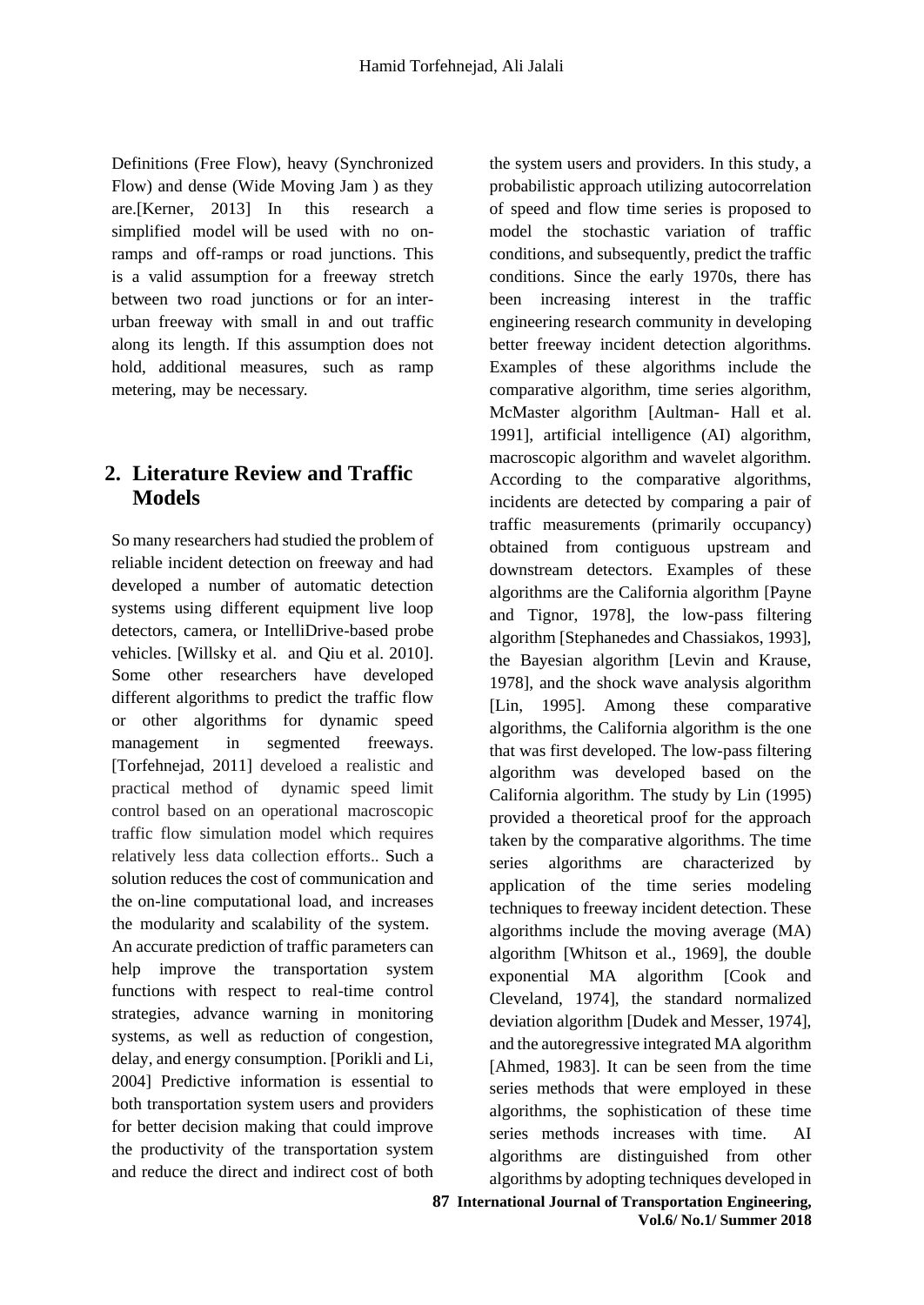Definitions (Free Flow), heavy (Synchronized Flow) and dense (Wide Moving Jam ) as they are.[Kerner, 2013] In this research a simplified model will be used with no on-ramps and off-ramps or road junctions. This is a valid assumption for a freeway stretch between two road junctions or for an inter-urban freeway with small in and out traffic along its length. If this assumption does not hold, additional measures, such as ramp metering, may be necessary.

## 2. Literature Review and Traffic Models

So many researchers had studied the problem of reliable incident detection on freeway and had developed a number of automatic detection systems using different equipment live loop detectors, camera, or IntelliDrive-based probe vehicles. [Willsky et al. and Qiu et al. 2010]. Some other researchers have developed different algorithms to predict the traffic flow or other algorithms for dynamic speed management in segmented freeways. [Torfehnejad, 2011] develoed a realistic and practical method of dynamic speed limit control based on an operational macroscopic traffic flow simulation model which requires relatively less data collection efforts.. Such a solution reduces the cost of communication and the on-line computational load, and increases the modularity and scalability of the system. An accurate prediction of traffic parameters can help improve the transportation system functions with respect to real-time control strategies, advance warning in monitoring systems, as well as reduction of congestion, delay, and energy consumption. [Porikli and Li, 2004] Predictive information is essential to both transportation system users and providers for better decision making that could improve the productivity of the transportation system and reduce the direct and indirect cost of both the system users and providers. In this study, a probabilistic approach utilizing autocorrelation of speed and flow time series is proposed to model the stochastic variation of traffic conditions, and subsequently, predict the traffic conditions. Since the early 1970s, there has been increasing interest in the traffic engineering research community in developing better freeway incident detection algorithms. Examples of these algorithms include the comparative algorithm, time series algorithm, McMaster algorithm [Aultman- Hall et al. 1991], artificial intelligence (AI) algorithm, macroscopic algorithm and wavelet algorithm. According to the comparative algorithms, incidents are detected by comparing a pair of traffic measurements (primarily occupancy) obtained from contiguous upstream and downstream detectors. Examples of these algorithms are the California algorithm [Payne and Tignor, 1978], the low-pass filtering algorithm [Stephanedes and Chassiakos, 1993], the Bayesian algorithm [Levin and Krause, 1978], and the shock wave analysis algorithm [Lin, 1995]. Among these comparative algorithms, the California algorithm is the one that was first developed. The low-pass filtering algorithm was developed based on the California algorithm. The study by Lin (1995) provided a theoretical proof for the approach taken by the comparative algorithms. The time series algorithms are characterized by application of the time series modeling techniques to freeway incident detection. These algorithms include the moving average (MA) algorithm [Whitson et al., 1969], the double exponential MA algorithm [Cook and Cleveland, 1974], the standard normalized deviation algorithm [Dudek and Messer, 1974], and the autoregressive integrated MA algorithm [Ahmed, 1983]. It can be seen from the time series methods that were employed in these algorithms, the sophistication of these time series methods increases with time. AI algorithms are distinguished from other algorithms by adopting techniques developed in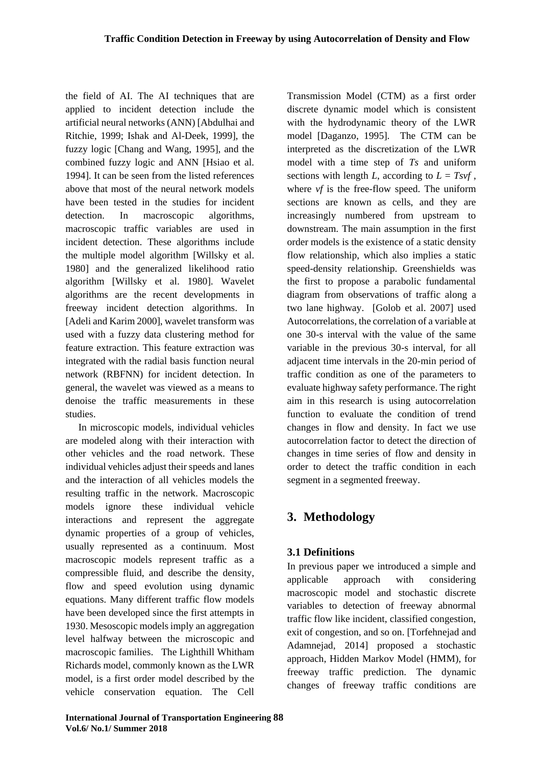the field of AI. The AI techniques that are applied to incident detection include the artificial neural networks (ANN) [Abdulhai and Ritchie, 1999; Ishak and Al-Deek, 1999], the fuzzy logic [Chang and Wang, 1995], and the combined fuzzy logic and ANN [Hsiao et al. 1994]. It can be seen from the listed references above that most of the neural network models have been tested in the studies for incident detection. In macroscopic algorithms, macroscopic traffic variables are used in incident detection. These algorithms include the multiple model algorithm [Willsky et al. 1980] and the generalized likelihood ratio algorithm [Willsky et al. 1980]. Wavelet algorithms are the recent developments in freeway incident detection algorithms. In [Adeli and Karim 2000], wavelet transform was used with a fuzzy data clustering method for feature extraction. This feature extraction was integrated with the radial basis function neural network (RBFNN) for incident detection. In general, the wavelet was viewed as a means to denoise the traffic measurements in these studies.

In microscopic models, individual vehicles are modeled along with their interaction with other vehicles and the road network. These individual vehicles adjust their speeds and lanes and the interaction of all vehicles models the resulting traffic in the network. Macroscopic models ignore these individual vehicle interactions and represent the aggregate dynamic properties of a group of vehicles, usually represented as a continuum. Most macroscopic models represent traffic as a compressible fluid, and describe the density, flow and speed evolution using dynamic equations. Many different traffic flow models have been developed since the first attempts in 1930. Mesoscopic models imply an aggregation level halfway between the microscopic and macroscopic families. The Lighthill Whitham Richards model, commonly known as the LWR model, is a first order model described by the vehicle conservation equation. The Cell Transmission Model (CTM) as a first order discrete dynamic model which is consistent with the hydrodynamic theory of the LWR model [Daganzo, 1995]. The CTM can be interpreted as the discretization of the LWR model with a time step of $Ts$ and uniform sections with length $L$, according to $L = Tsvf$, where $vf$ is the free-flow speed. The uniform sections are known as cells, and they are increasingly numbered from upstream to downstream. The main assumption in the first order models is the existence of a static density flow relationship, which also implies a static speed-density relationship. Greenshields was the first to propose a parabolic fundamental diagram from observations of traffic along a two lane highway. [Golob et al. 2007] used Autocorrelations, the correlation of a variable at one 30-s interval with the value of the same variable in the previous 30-s interval, for all adjacent time intervals in the 20-min period of traffic condition as one of the parameters to evaluate highway safety performance. The right aim in this research is using autocorrelation function to evaluate the condition of trend changes in flow and density. In fact we use autocorrelation factor to detect the direction of changes in time series of flow and density in order to detect the traffic condition in each segment in a segmented freeway.

# 3. Methodology

### 3.1 Definitions

In previous paper we introduced a simple and applicable approach with considering macroscopic model and stochastic discrete variables to detection of freeway abnormal traffic flow like incident, classified congestion, exit of congestion, and so on. [Torfehnejad and Adamnejad, 2014] proposed a stochastic approach, Hidden Markov Model (HMM), for freeway traffic prediction. The dynamic changes of freeway traffic conditions are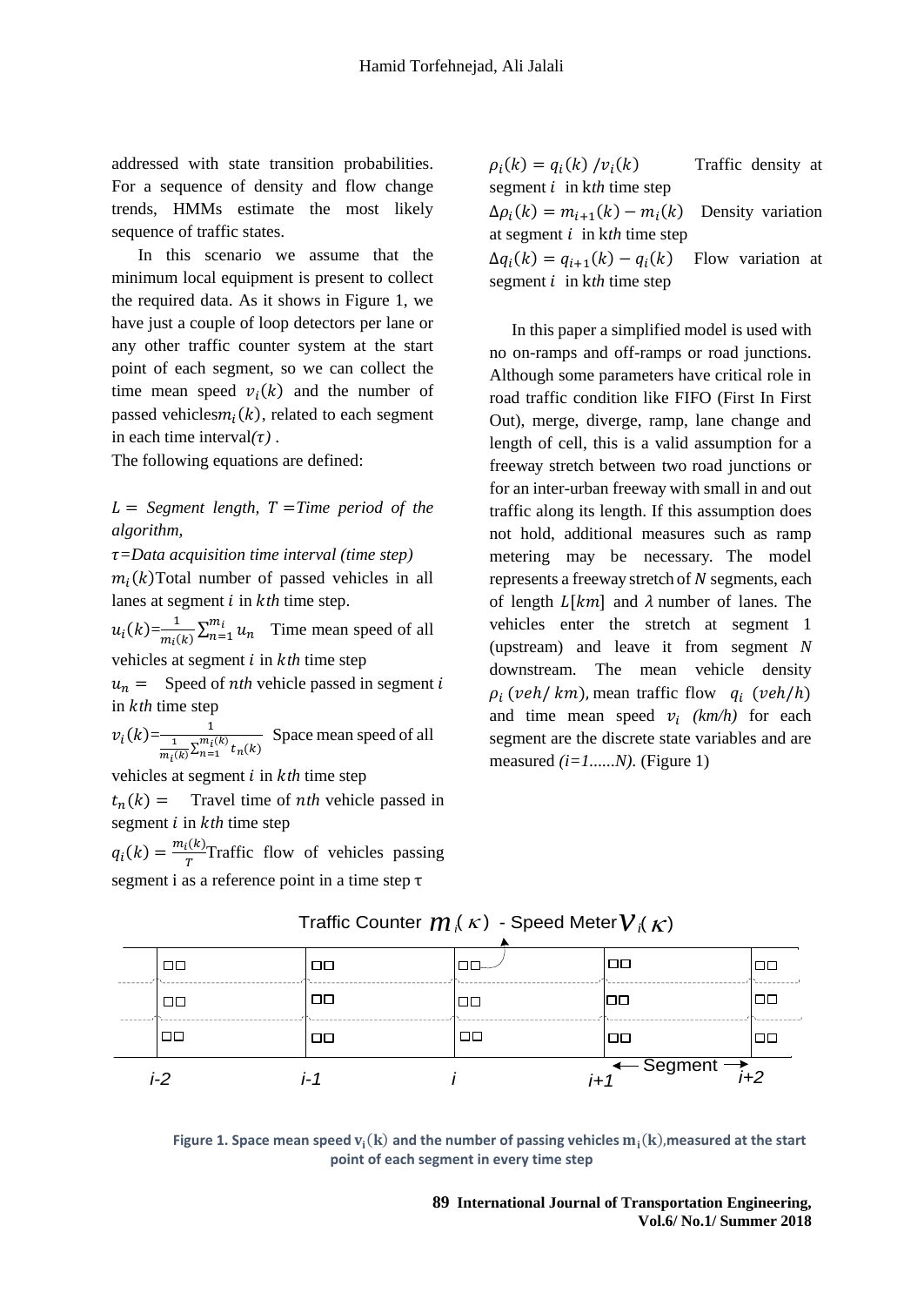addressed with state transition probabilities. For a sequence of density and flow change trends, HMMs estimate the most likely sequence of traffic states.

In this scenario we assume that the minimum local equipment is present to collect the required data. As it shows in Figure 1, we have just a couple of loop detectors per lane or any other traffic counter system at the start point of each segment, so we can collect the time mean speed $v_i(k)$ and the number of passed vehicles $m_i(k)$, related to each segment in each time interval $(\tau)$.

The following equations are defined:

$L =$ *Segment length,* $T =$ *Time period of the algorithm,*

$\tau$*=Data acquisition time interval (time step)*

$m_i(k)$ Total number of passed vehicles in all lanes at segment $i$ in $kth$ time step.

$u_i(k)=\frac{1}{m_i(k)}\sum_{n=1}^{m_i} u_n$ Time mean speed of all vehicles at segment $i$ in $kth$ time step

$u_n =$ Speed of *nth* vehicle passed in segment $i$ in $kth$ time step

$v_i(k)=\frac{1}{\frac{1}{m_i(k)}\sum_{n=1}^{m_i(k)} t_n(k)}$ Space mean speed of all vehicles at segment $i$ in $kth$ time step

$t_n(k) =$ Travel time of $nth$ vehicle passed in segment $i$ in $kth$ time step

$q_i(k) = \frac{m_i(k)}{T}$ Traffic flow of vehicles passing segment i as a reference point in a time step $\tau$

$\rho_i(k) = q_i(k) / v_i(k)$ Traffic density at segment $i$ in k*th* time step

$\Delta\rho_i(k) = m_{i+1}(k) - m_i(k)$ Density variation at segment $i$ in k*th* time step

$\Delta q_i(k) = q_{i+1}(k) - q_i(k)$ Flow variation at segment $i$ in k*th* time step

In this paper a simplified model is used with no on-ramps and off-ramps or road junctions. Although some parameters have critical role in road traffic condition like FIFO (First In First Out), merge, diverge, ramp, lane change and length of cell, this is a valid assumption for a freeway stretch between two road junctions or for an inter-urban freeway with small in and out traffic along its length. If this assumption does not hold, additional measures such as ramp metering may be necessary. The model represents a freeway stretch of *N* segments, each of length $L[km]$ and $\lambda$ number of lanes. The vehicles enter the stretch at segment 1 (upstream) and leave it from segment *N* downstream. The mean vehicle density $\rho_i$ $(veh/ km)$, mean traffic flow $q_i$ $(veh/h)$ and time mean speed $v_i$ *(km/h)* for each segment are the discrete state variables and are measured *(i=1......N)*. (Figure 1)

Traffic Counter $m_i(\kappa)$ - Speed Meter $v_i(\kappa)$

| i-2 | i-1 | i | i+1 | i+2 |
|---|---|---|---|---|

← Segment →

**Figure 1. Space mean speed $v_i(k)$ and the number of passing vehicles $m_i(k)$, measured at the start point of each segment in every time step**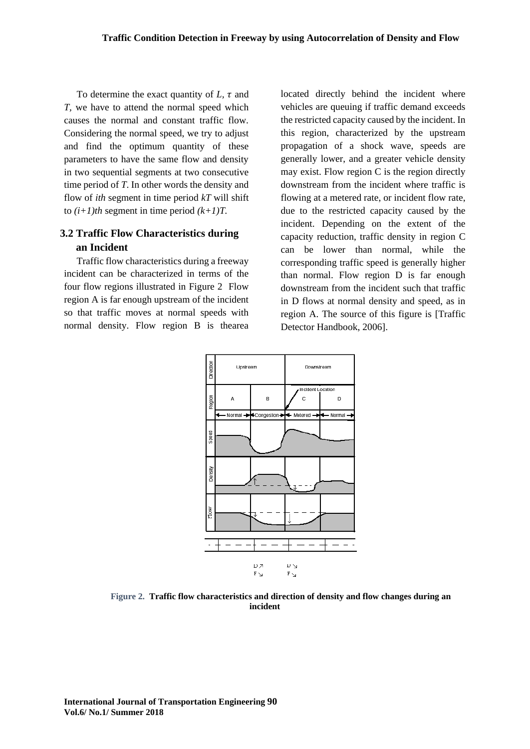To determine the exact quantity of $L$, $\tau$ and $T$, we have to attend the normal speed which causes the normal and constant traffic flow. Considering the normal speed, we try to adjust and find the optimum quantity of these parameters to have the same flow and density in two sequential segments at two consecutive time period of $T$. In other words the density and flow of *ith* segment in time period $kT$ will shift to $(i+1)th$ segment in time period $(k+1)T$.

### 3.2 Traffic Flow Characteristics during an Incident

Traffic flow characteristics during a freeway incident can be characterized in terms of the four flow regions illustrated in Figure 2 Flow region A is far enough upstream of the incident so that traffic moves at normal speeds with normal density. Flow region B is thearea located directly behind the incident where vehicles are queuing if traffic demand exceeds the restricted capacity caused by the incident. In this region, characterized by the upstream propagation of a shock wave, speeds are generally lower, and a greater vehicle density may exist. Flow region C is the region directly downstream from the incident where traffic is flowing at a metered rate, or incident flow rate, due to the restricted capacity caused by the incident. Depending on the extent of the capacity reduction, traffic density in region C can be lower than normal, while the corresponding traffic speed is generally higher than normal. Flow region D is far enough downstream from the incident such that traffic in D flows at normal density and speed, as in region A. The source of this figure is [Traffic Detector Handbook, 2006].

**Figure 2. Traffic flow characteristics and direction of density and flow changes during an incident**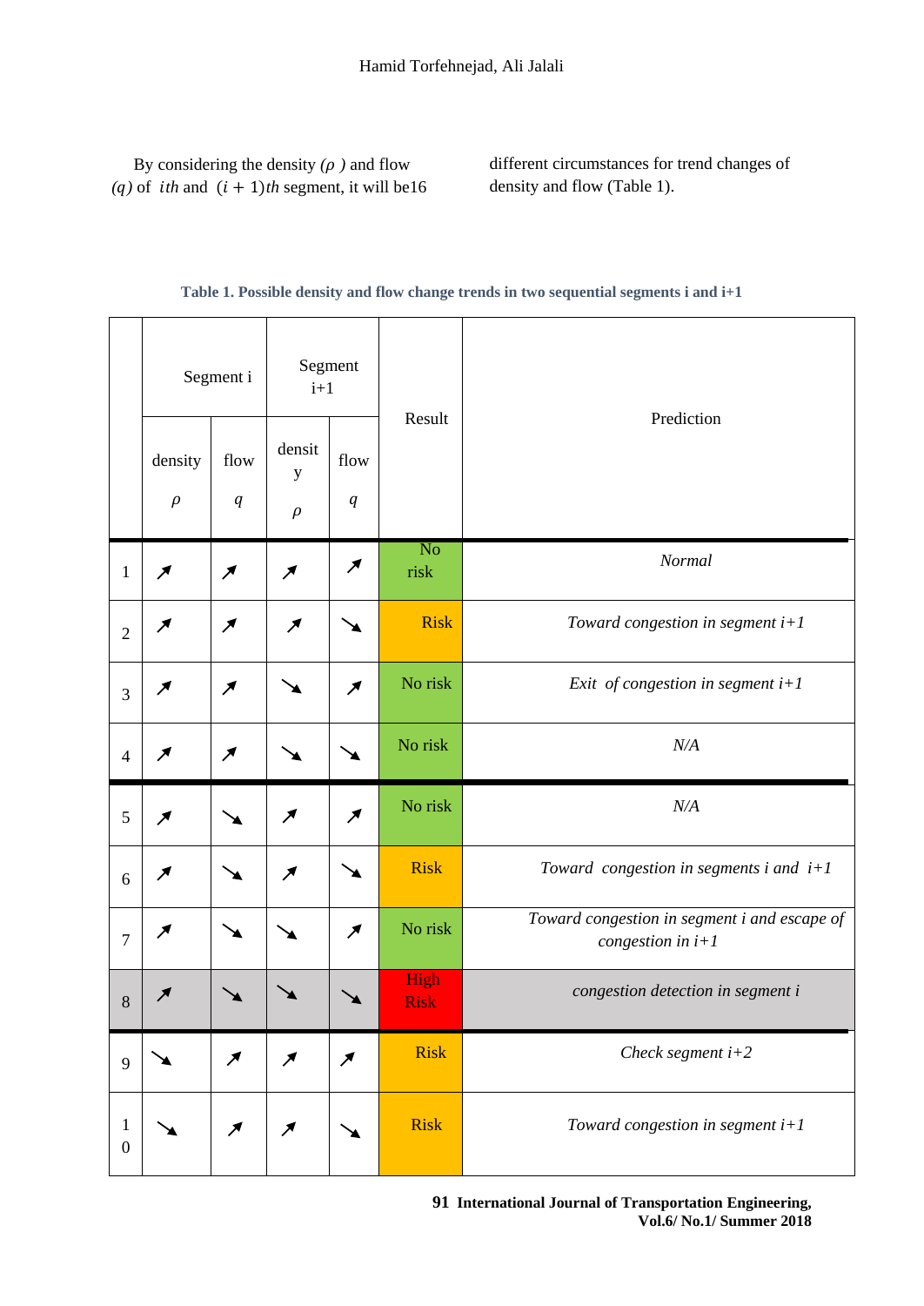By considering the density $(\rho)$ and flow $(q)$ of $ith$ and $(i+1)th$ segment, it will be16 different circumstances for trend changes of density and flow (Table 1).

**Table 1. Possible density and flow change trends in two sequential segments i and i+1**

| | Segment i | | Segment i+1 | | Result | Prediction |
|---|---|---|---|---|---|---|
| | density $\rho$ | flow $q$ | density $\rho$ | flow $q$ | | |
| 1 | ↗ | ↗ | ↗ | ↗ | No risk | *Normal* |
| 2 | ↗ | ↗ | ↗ | ↘ | Risk | *Toward congestion in segment i+1* |
| 3 | ↗ | ↗ | ↘ | ↗ | No risk | *Exit of congestion in segment i+1* |
| 4 | ↗ | ↗ | ↘ | ↘ | No risk | *N/A* |
| 5 | ↗ | ↘ | ↗ | ↗ | No risk | *N/A* |
| 6 | ↗ | ↘ | ↗ | ↘ | Risk | *Toward congestion in segments i and i+1* |
| 7 | ↗ | ↘ | ↘ | ↗ | No risk | *Toward congestion in segment i and escape of congestion in i+1* |
| 8 | ↗ | ↘ | ↘ | ↘ | High Risk | *congestion detection in segment i* |
| 9 | ↘ | ↗ | ↗ | ↗ | Risk | *Check segment i+2* |
| 10 | ↘ | ↗ | ↗ | ↘ | Risk | *Toward congestion in segment i+1* |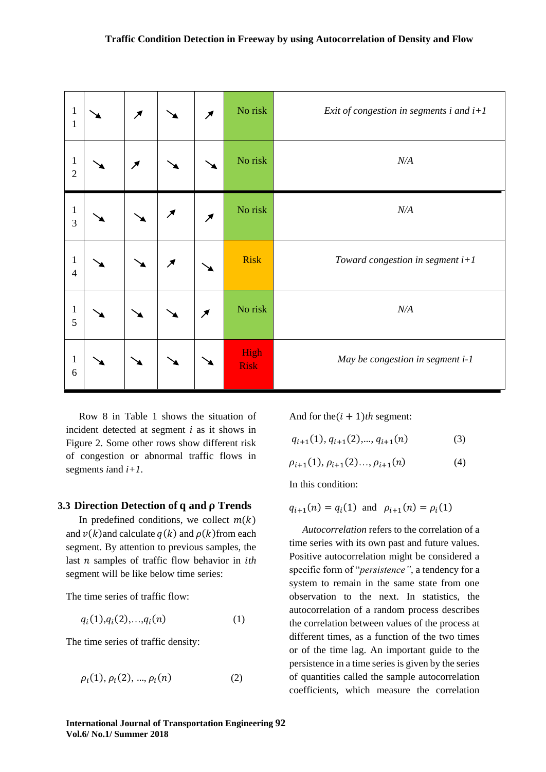| 11 | ↘ | ↗ | ↘ | ↗ | No risk | *Exit of congestion in segments i and i+1* |
|---|---|---|---|---|---|---|
| 12 | ↘ | ↗ | ↘ | ↘ | No risk | *N/A* |
| 13 | ↘ | ↘ | ↗ | ↗ | No risk | *N/A* |
| 14 | ↘ | ↘ | ↗ | ↘ | Risk | *Toward congestion in segment i+1* |
| 15 | ↘ | ↘ | ↘ | ↗ | No risk | *N/A* |
| 16 | ↘ | ↘ | ↘ | ↘ | High Risk | *May be congestion in segment i-1* |

Row 8 in Table 1 shows the situation of incident detected at segment *i* as it shows in Figure 2. Some other rows show different risk of congestion or abnormal traffic flows in segments *i*and *i+1*.

### 3.3 Direction Detection of q and ρ Trends

In predefined conditions, we collect $m(k)$ and $v(k)$and calculate $q(k)$ and $\rho(k)$from each segment. By attention to previous samples, the last $n$ samples of traffic flow behavior in $ith$ segment will be like below time series:

The time series of traffic flow:

$$q_i(1), q_i(2), \ldots, q_i(n) \qquad (1)$$

The time series of traffic density:

$$\rho_i(1), \rho_i(2), \ldots, \rho_i(n) \qquad (2)$$

And for the$(i+1)th$ segment:

$$q_{i+1}(1), q_{i+1}(2), \ldots, q_{i+1}(n) \qquad (3)$$

$$\rho_{i+1}(1), \rho_{i+1}(2) \ldots, \rho_{i+1}(n) \qquad (4)$$

In this condition:

$$q_{i+1}(n) = q_i(1) \text{ and } \rho_{i+1}(n) = \rho_i(1)$$

*Autocorrelation* refers to the correlation of a time series with its own past and future values. Positive autocorrelation might be considered a specific form of "*persistence"*, a tendency for a system to remain in the same state from one observation to the next. In statistics, the autocorrelation of a random process describes the correlation between values of the process at different times, as a function of the two times or of the time lag. An important guide to the persistence in a time series is given by the series of quantities called the sample autocorrelation coefficients, which measure the correlation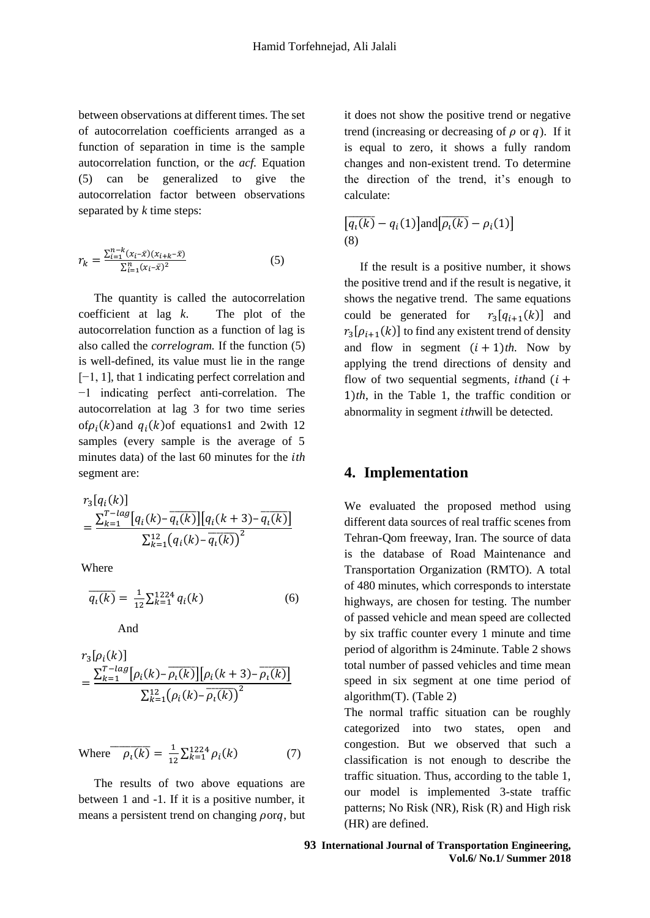between observations at different times. The set of autocorrelation coefficients arranged as a function of separation in time is the sample autocorrelation function, or the *acf.* Equation (5) can be generalized to give the autocorrelation factor between observations separated by *k* time steps:

$$r_k = \frac{\sum_{i=1}^{n-k}(x_i-\bar{x})(x_{i+k}-\bar{x})}{\sum_{i=1}^{n}(x_i-\bar{x})^2} \qquad (5)$$

The quantity is called the autocorrelation coefficient at lag *k*. The plot of the autocorrelation function as a function of lag is also called the *correlogram.* If the function (5) is well-defined, its value must lie in the range [−1, 1], that 1 indicating perfect correlation and −1 indicating perfect anti-correlation. The autocorrelation at lag 3 for two time series of $\rho_i(k)$ and $q_i(k)$ of equations1 and 2with 12 samples (every sample is the average of 5 minutes data) of the last 60 minutes for the $ith$ segment are:

$$r_3[q_i(k)] = \frac{\sum_{k=1}^{T-lag}\left[q_i(k)-\overline{q_\iota(k)}\right]\left[q_i(k+3)-\overline{q_\iota(k)}\right]}{\sum_{k=1}^{12}\left(q_i(k)-\overline{q_\iota(k)}\right)^2}$$

Where

$$\overline{q_\iota(k)} = \frac{1}{12}\sum_{k=1}^{1224} q_i(k) \qquad (6)$$

And

$$r_3[\rho_i(k)] = \frac{\sum_{k=1}^{T-lag}\left[\rho_i(k)-\overline{\rho_\iota(k)}\right]\left[\rho_i(k+3)-\overline{\rho_\iota(k)}\right]}{\sum_{k=1}^{12}\left(\rho_i(k)-\overline{\rho_\iota(k)}\right)^2}$$

Where $\overline{\rho_\iota(k)} = \frac{1}{12}\sum_{k=1}^{1224} \rho_i(k)$ (7)

The results of two above equations are between 1 and -1. If it is a positive number, it means a persistent trend on changing $\rho$ or $q$, but it does not show the positive trend or negative trend (increasing or decreasing of $\rho$ or $q$). If it is equal to zero, it shows a fully random changes and non-existent trend. To determine the direction of the trend, it's enough to calculate:

$\left[\overline{q_\iota(k)} - q_i(1)\right]$ and $\left[\overline{\rho_\iota(k)} - \rho_i(1)\right]$
(8)

If the result is a positive number, it shows the positive trend and if the result is negative, it shows the negative trend. The same equations could be generated for $r_3[q_{i+1}(k)]$ and $r_3[\rho_{i+1}(k)]$ to find any existent trend of density and flow in segment $(i+1)th$. Now by applying the trend directions of density and flow of two sequential segments, $ith$ and $(i+1)th$, in the Table 1, the traffic condition or abnormality in segment $ith$ will be detected.

## 4. Implementation

We evaluated the proposed method using different data sources of real traffic scenes from Tehran-Qom freeway, Iran. The source of data is the database of Road Maintenance and Transportation Organization (RMTO). A total of 480 minutes, which corresponds to interstate highways, are chosen for testing. The number of passed vehicle and mean speed are collected by six traffic counter every 1 minute and time period of algorithm is 24minute. Table 2 shows total number of passed vehicles and time mean speed in six segment at one time period of algorithm(T). (Table 2)

The normal traffic situation can be roughly categorized into two states, open and congestion. But we observed that such a classification is not enough to describe the traffic situation. Thus, according to the table 1, our model is implemented 3-state traffic patterns; No Risk (NR), Risk (R) and High risk (HR) are defined.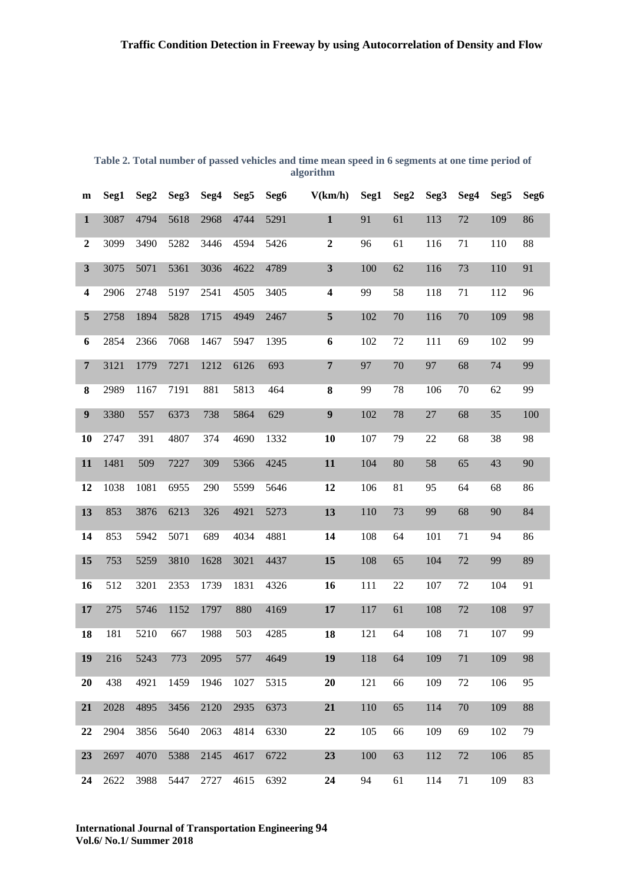**Table 2. Total number of passed vehicles and time mean speed in 6 segments at one time period of algorithm**

| m | Seg1 | Seg2 | Seg3 | Seg4 | Seg5 | Seg6 | V(km/h) | Seg1 | Seg2 | Seg3 | Seg4 | Seg5 | Seg6 |
|---|---|---|---|---|---|---|---|---|---|---|---|---|---|
| **1** | 3087 | 4794 | 5618 | 2968 | 4744 | 5291 | **1** | 91 | 61 | 113 | 72 | 109 | 86 |
| **2** | 3099 | 3490 | 5282 | 3446 | 4594 | 5426 | **2** | 96 | 61 | 116 | 71 | 110 | 88 |
| **3** | 3075 | 5071 | 5361 | 3036 | 4622 | 4789 | **3** | 100 | 62 | 116 | 73 | 110 | 91 |
| **4** | 2906 | 2748 | 5197 | 2541 | 4505 | 3405 | **4** | 99 | 58 | 118 | 71 | 112 | 96 |
| **5** | 2758 | 1894 | 5828 | 1715 | 4949 | 2467 | **5** | 102 | 70 | 116 | 70 | 109 | 98 |
| **6** | 2854 | 2366 | 7068 | 1467 | 5947 | 1395 | **6** | 102 | 72 | 111 | 69 | 102 | 99 |
| **7** | 3121 | 1779 | 7271 | 1212 | 6126 | 693 | **7** | 97 | 70 | 97 | 68 | 74 | 99 |
| **8** | 2989 | 1167 | 7191 | 881 | 5813 | 464 | **8** | 99 | 78 | 106 | 70 | 62 | 99 |
| **9** | 3380 | 557 | 6373 | 738 | 5864 | 629 | **9** | 102 | 78 | 27 | 68 | 35 | 100 |
| **10** | 2747 | 391 | 4807 | 374 | 4690 | 1332 | **10** | 107 | 79 | 22 | 68 | 38 | 98 |
| **11** | 1481 | 509 | 7227 | 309 | 5366 | 4245 | **11** | 104 | 80 | 58 | 65 | 43 | 90 |
| **12** | 1038 | 1081 | 6955 | 290 | 5599 | 5646 | **12** | 106 | 81 | 95 | 64 | 68 | 86 |
| **13** | 853 | 3876 | 6213 | 326 | 4921 | 5273 | **13** | 110 | 73 | 99 | 68 | 90 | 84 |
| **14** | 853 | 5942 | 5071 | 689 | 4034 | 4881 | **14** | 108 | 64 | 101 | 71 | 94 | 86 |
| **15** | 753 | 5259 | 3810 | 1628 | 3021 | 4437 | **15** | 108 | 65 | 104 | 72 | 99 | 89 |
| **16** | 512 | 3201 | 2353 | 1739 | 1831 | 4326 | **16** | 111 | 22 | 107 | 72 | 104 | 91 |
| **17** | 275 | 5746 | 1152 | 1797 | 880 | 4169 | **17** | 117 | 61 | 108 | 72 | 108 | 97 |
| **18** | 181 | 5210 | 667 | 1988 | 503 | 4285 | **18** | 121 | 64 | 108 | 71 | 107 | 99 |
| **19** | 216 | 5243 | 773 | 2095 | 577 | 4649 | **19** | 118 | 64 | 109 | 71 | 109 | 98 |
| **20** | 438 | 4921 | 1459 | 1946 | 1027 | 5315 | **20** | 121 | 66 | 109 | 72 | 106 | 95 |
| **21** | 2028 | 4895 | 3456 | 2120 | 2935 | 6373 | **21** | 110 | 65 | 114 | 70 | 109 | 88 |
| **22** | 2904 | 3856 | 5640 | 2063 | 4814 | 6330 | **22** | 105 | 66 | 109 | 69 | 102 | 79 |
| **23** | 2697 | 4070 | 5388 | 2145 | 4617 | 6722 | **23** | 100 | 63 | 112 | 72 | 106 | 85 |
| **24** | 2622 | 3988 | 5447 | 2727 | 4615 | 6392 | **24** | 94 | 61 | 114 | 71 | 109 | 83 |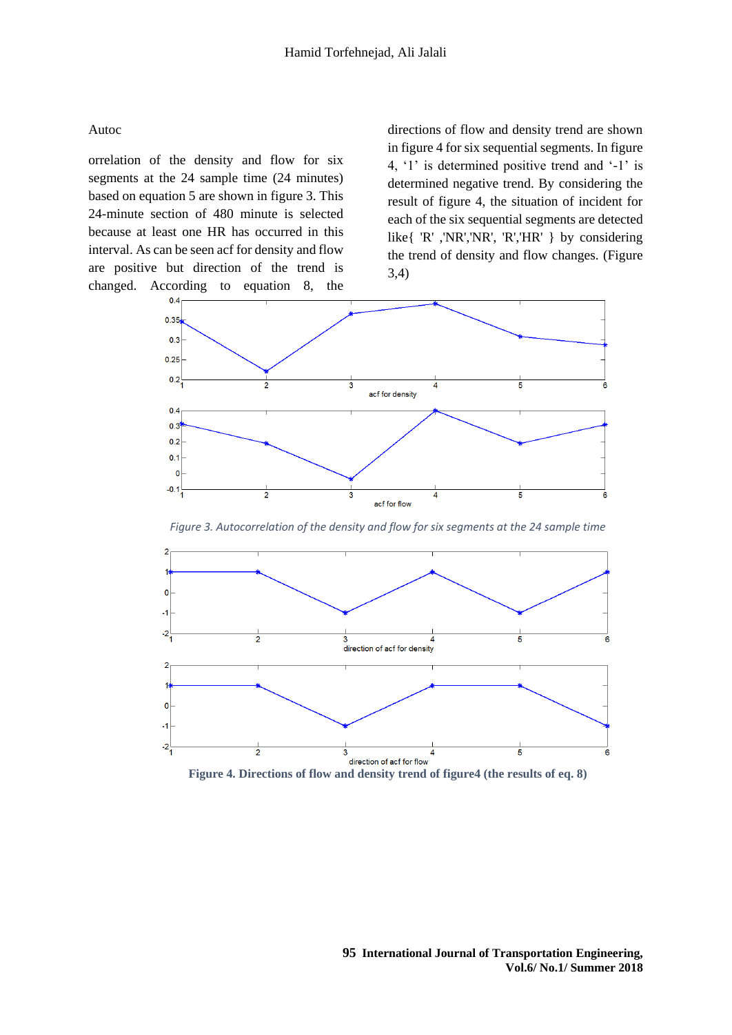Autoc

orrelation of the density and flow for six segments at the 24 sample time (24 minutes) based on equation 5 are shown in figure 3. This 24-minute section of 480 minute is selected because at least one HR has occurred in this interval. As can be seen acf for density and flow are positive but direction of the trend is changed. According to equation 8, the directions of flow and density trend are shown in figure 4 for six sequential segments. In figure 4, '1' is determined positive trend and '-1' is determined negative trend. By considering the result of figure 4, the situation of incident for each of the six sequential segments are detected like{ 'R' ,'NR','NR', 'R','HR' } by considering the trend of density and flow changes. (Figure 3,4)

*Figure 3. Autocorrelation of the density and flow for six segments at the 24 sample time*

**Figure 4. Directions of flow and density trend of figure4 (the results of eq. 8)**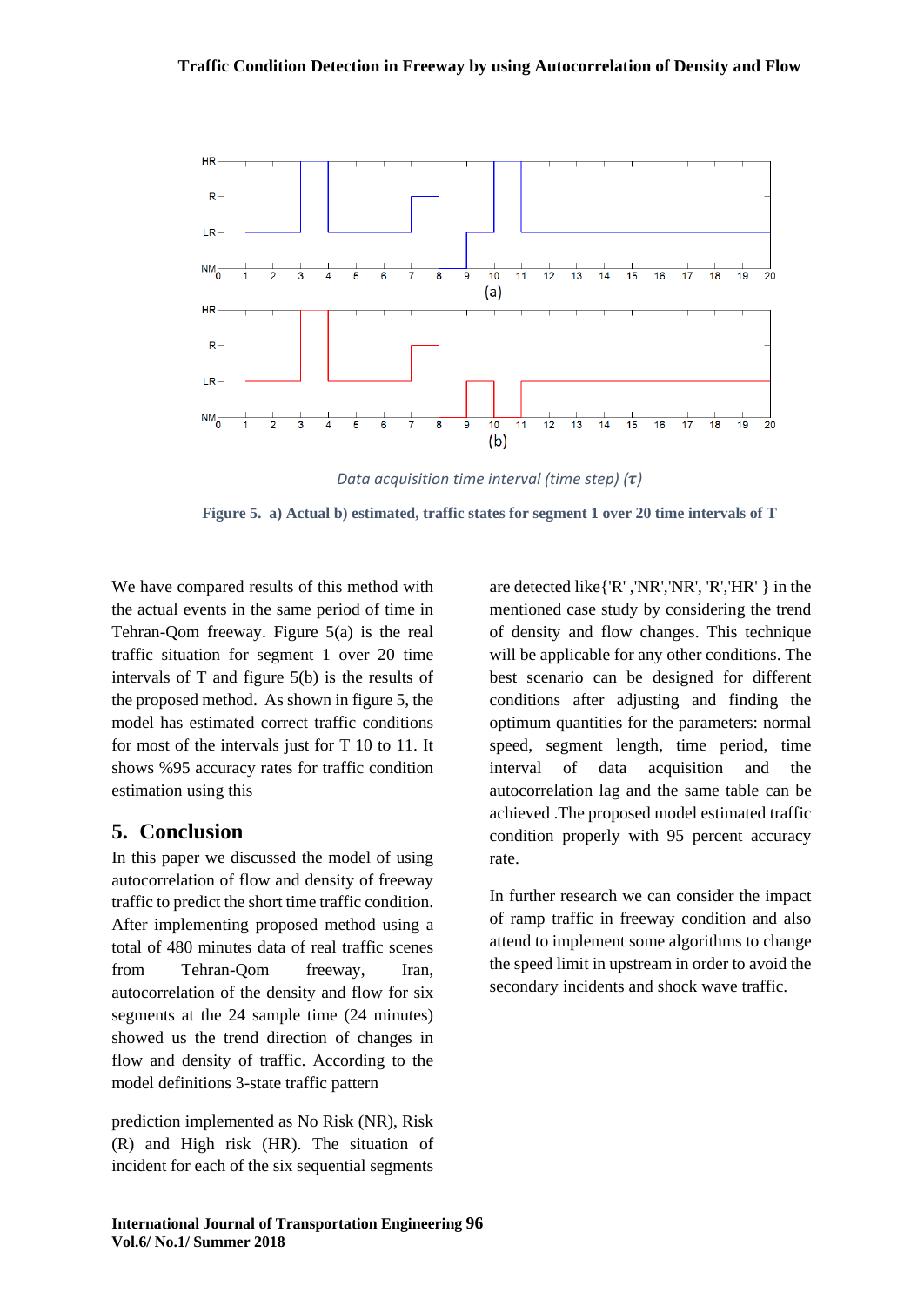Data acquisition time interval (time step) ($\tau$)

**Figure 5. a) Actual b) estimated, traffic states for segment 1 over 20 time intervals of T**

We have compared results of this method with the actual events in the same period of time in Tehran-Qom freeway. Figure 5(a) is the real traffic situation for segment 1 over 20 time intervals of T and figure 5(b) is the results of the proposed method. As shown in figure 5, the model has estimated correct traffic conditions for most of the intervals just for T 10 to 11. It shows %95 accuracy rates for traffic condition estimation using this

## 5. Conclusion

In this paper we discussed the model of using autocorrelation of flow and density of freeway traffic to predict the short time traffic condition. After implementing proposed method using a total of 480 minutes data of real traffic scenes from Tehran-Qom freeway, Iran, autocorrelation of the density and flow for six segments at the 24 sample time (24 minutes) showed us the trend direction of changes in flow and density of traffic. According to the model definitions 3-state traffic pattern

prediction implemented as No Risk (NR), Risk (R) and High risk (HR). The situation of incident for each of the six sequential segments are detected like{'R' ,'NR','NR', 'R','HR' } in the mentioned case study by considering the trend of density and flow changes. This technique will be applicable for any other conditions. The best scenario can be designed for different conditions after adjusting and finding the optimum quantities for the parameters: normal speed, segment length, time period, time interval of data acquisition and the autocorrelation lag and the same table can be achieved .The proposed model estimated traffic condition properly with 95 percent accuracy rate.

In further research we can consider the impact of ramp traffic in freeway condition and also attend to implement some algorithms to change the speed limit in upstream in order to avoid the secondary incidents and shock wave traffic.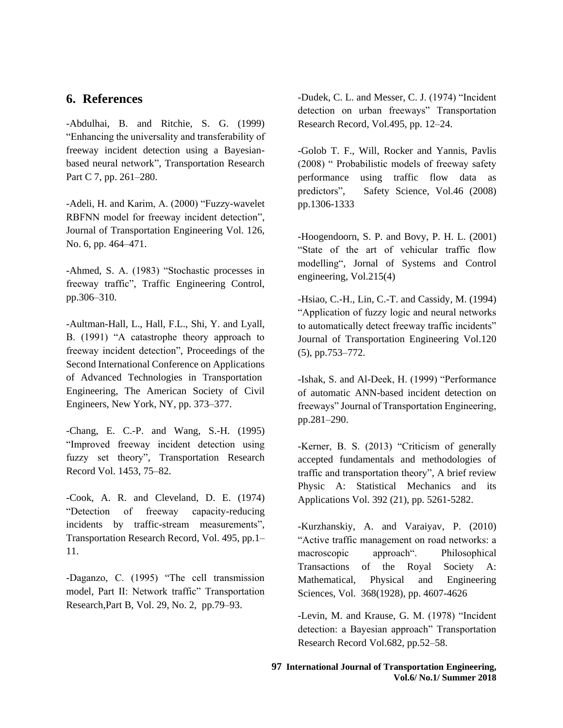## 6. References

-Abdulhai, B. and Ritchie, S. G. (1999) “Enhancing the universality and transferability of freeway incident detection using a Bayesian-based neural network”, Transportation Research Part C 7, pp. 261–280.

-Adeli, H. and Karim, A. (2000) “Fuzzy-wavelet RBFNN model for freeway incident detection”, Journal of Transportation Engineering Vol. 126, No. 6, pp. 464–471.

-Ahmed, S. A. (1983) “Stochastic processes in freeway traffic”, Traffic Engineering Control, pp.306–310.

-Aultman-Hall, L., Hall, F.L., Shi, Y. and Lyall, B. (1991) “A catastrophe theory approach to freeway incident detection”, Proceedings of the Second International Conference on Applications of Advanced Technologies in Transportation Engineering, The American Society of Civil Engineers, New York, NY, pp. 373–377.

-Chang, E. C.-P. and Wang, S.-H. (1995) “Improved freeway incident detection using fuzzy set theory”, Transportation Research Record Vol. 1453, 75–82.

-Cook, A. R. and Cleveland, D. E. (1974) “Detection of freeway capacity-reducing incidents by traffic-stream measurements”, Transportation Research Record, Vol. 495, pp.1–11.

-Daganzo, C. (1995) “The cell transmission model, Part II: Network traffic” Transportation Research,Part B, Vol. 29, No. 2, pp.79–93.

-Dudek, C. L. and Messer, C. J. (1974) “Incident detection on urban freeways” Transportation Research Record, Vol.495, pp. 12–24.

-Golob T. F., Will, Rocker and Yannis, Pavlis (2008) “ Probabilistic models of freeway safety performance using traffic flow data as predictors”, Safety Science, Vol.46 (2008) pp.1306-1333

-Hoogendoorn, S. P. and Bovy, P. H. L. (2001) “State of the art of vehicular traffic flow modelling“, Jornal of Systems and Control engineering, Vol.215(4)

-Hsiao, C.-H., Lin, C.-T. and Cassidy, M. (1994) “Application of fuzzy logic and neural networks to automatically detect freeway traffic incidents” Journal of Transportation Engineering Vol.120 (5), pp.753–772.

-Ishak, S. and Al-Deek, H. (1999) “Performance of automatic ANN-based incident detection on freeways” Journal of Transportation Engineering, pp.281–290.

-Kerner, B. S. (2013) “Criticism of generally accepted fundamentals and methodologies of traffic and transportation theory”, A brief review Physic A: Statistical Mechanics and its Applications Vol. 392 (21), pp. 5261-5282.

-Kurzhanskiy, A. and Varaiyav, P. (2010) “Active traffic management on road networks: a macroscopic approach“. Philosophical Transactions of the Royal Society A: Mathematical, Physical and Engineering Sciences, Vol. 368(1928), pp. 4607-4626

-Levin, M. and Krause, G. M. (1978) “Incident detection: a Bayesian approach” Transportation Research Record Vol.682, pp.52–58.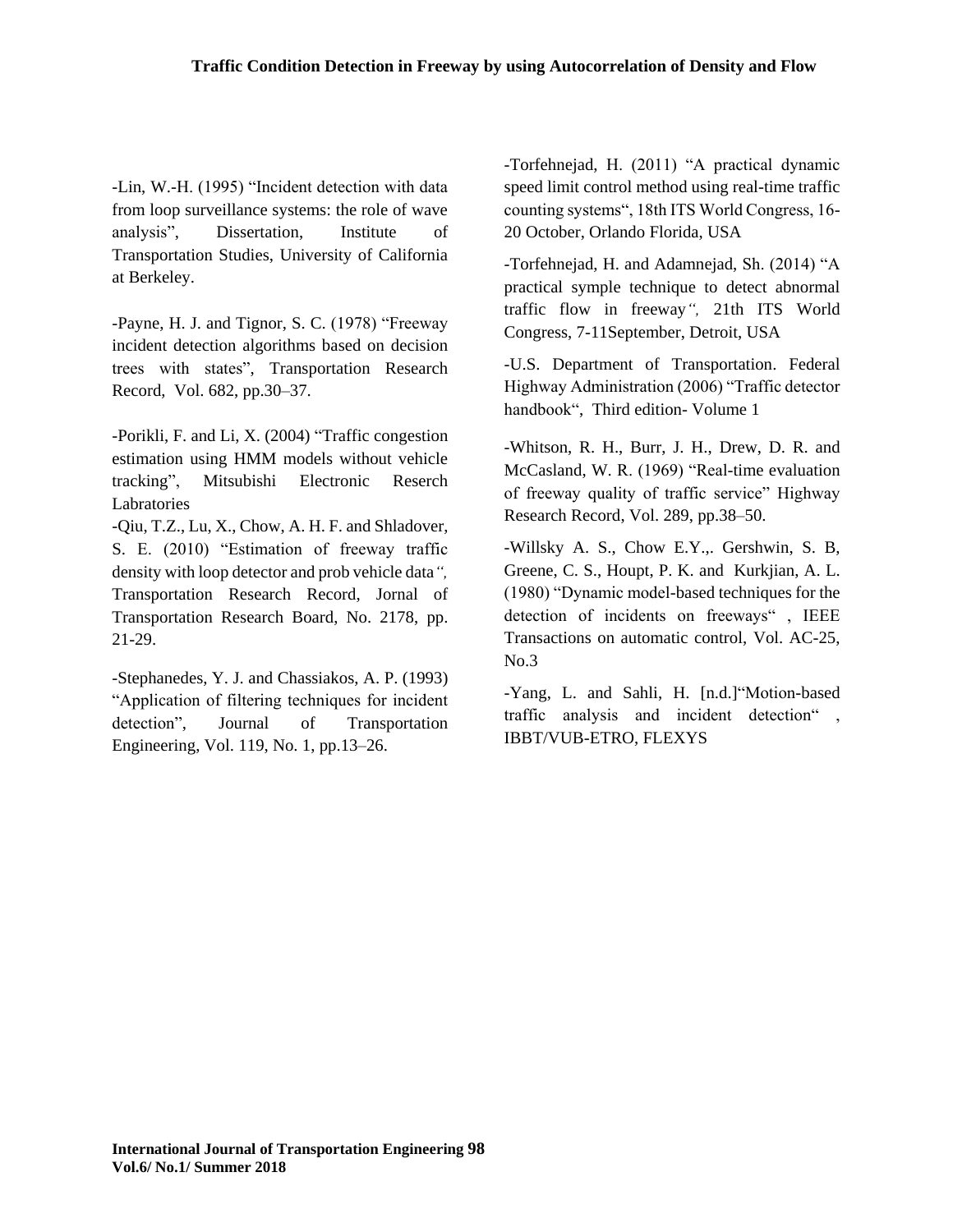-Lin, W.-H. (1995) “Incident detection with data from loop surveillance systems: the role of wave analysis”, Dissertation, Institute of Transportation Studies, University of California at Berkeley.

-Payne, H. J. and Tignor, S. C. (1978) “Freeway incident detection algorithms based on decision trees with states”, Transportation Research Record, Vol. 682, pp.30–37.

-Porikli, F. and Li, X. (2004) “Traffic congestion estimation using HMM models without vehicle tracking”, Mitsubishi Electronic Reserch Labratories

-Qiu, T.Z., Lu, X., Chow, A. H. F. and Shladover, S. E. (2010) “Estimation of freeway traffic density with loop detector and prob vehicle data*“,* Transportation Research Record, Jornal of Transportation Research Board, No. 2178, pp. 21-29.

-Stephanedes, Y. J. and Chassiakos, A. P. (1993) “Application of filtering techniques for incident detection”, Journal of Transportation Engineering, Vol. 119, No. 1, pp.13–26.

-Torfehnejad, H. (2011) “A practical dynamic speed limit control method using real-time traffic counting systems“, 18th ITS World Congress, 16-20 October, Orlando Florida, USA

-Torfehnejad, H. and Adamnejad, Sh. (2014) “A practical symple technique to detect abnormal traffic flow in freeway*“,* 21th ITS World Congress, 7-11September, Detroit, USA

-U.S. Department of Transportation. Federal Highway Administration (2006) “Traffic detector handbook“, Third edition- Volume 1

-Whitson, R. H., Burr, J. H., Drew, D. R. and McCasland, W. R. (1969) “Real-time evaluation of freeway quality of traffic service” Highway Research Record, Vol. 289, pp.38–50.

-Willsky A. S., Chow E.Y.,. Gershwin, S. B, Greene, C. S., Houpt, P. K. and Kurkjian, A. L. (1980) “Dynamic model-based techniques for the detection of incidents on freeways“ , IEEE Transactions on automatic control, Vol. AC-25, No.3

-Yang, L. and Sahli, H. [n.d.]“Motion-based traffic analysis and incident detection“ , IBBT/VUB-ETRO, FLEXYS